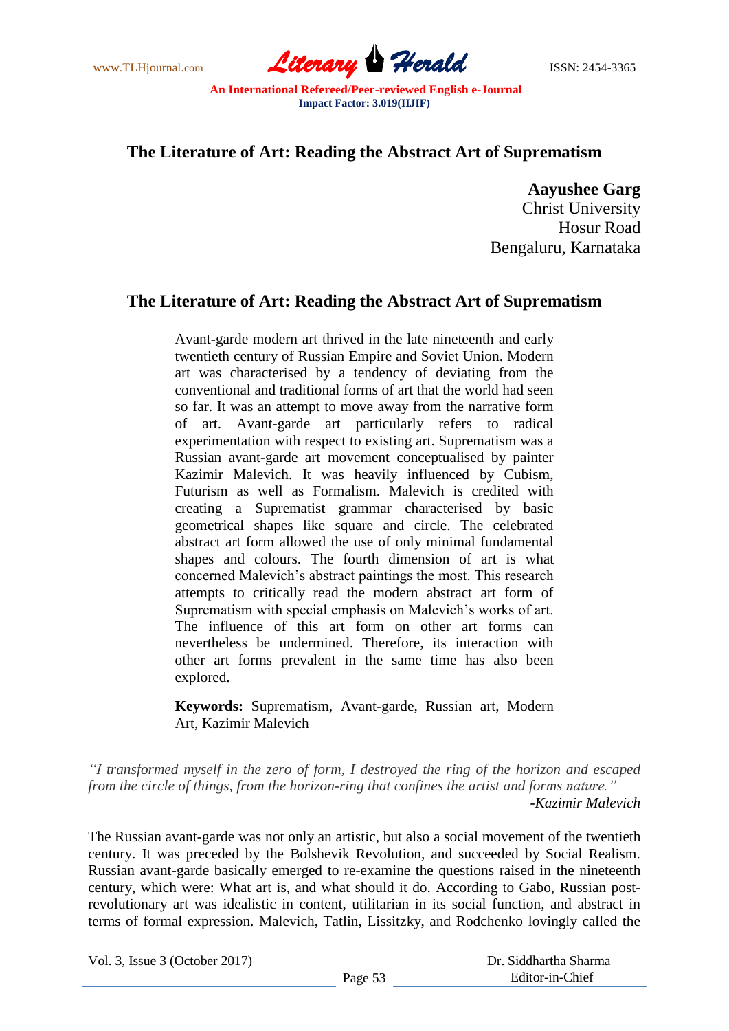# The Literature of Art: Reading the Abstract Art of Suprematism

**Aayushee Garg**
Christ University
Hosur Road
Bengaluru, Karnataka

## The Literature of Art: Reading the Abstract Art of Suprematism

Avant-garde modern art thrived in the late nineteenth and early twentieth century of Russian Empire and Soviet Union. Modern art was characterised by a tendency of deviating from the conventional and traditional forms of art that the world had seen so far. It was an attempt to move away from the narrative form of art. Avant-garde art particularly refers to radical experimentation with respect to existing art. Suprematism was a Russian avant-garde art movement conceptualised by painter Kazimir Malevich. It was heavily influenced by Cubism, Futurism as well as Formalism. Malevich is credited with creating a Suprematist grammar characterised by basic geometrical shapes like square and circle. The celebrated abstract art form allowed the use of only minimal fundamental shapes and colours. The fourth dimension of art is what concerned Malevich's abstract paintings the most. This research attempts to critically read the modern abstract art form of Suprematism with special emphasis on Malevich's works of art. The influence of this art form on other art forms can nevertheless be undermined. Therefore, its interaction with other art forms prevalent in the same time has also been explored.

**Keywords:** Suprematism, Avant-garde, Russian art, Modern Art, Kazimir Malevich

*"I transformed myself in the zero of form, I destroyed the ring of the horizon and escaped from the circle of things, from the horizon-ring that confines the artist and forms nature."*

*-Kazimir Malevich*

The Russian avant-garde was not only an artistic, but also a social movement of the twentieth century. It was preceded by the Bolshevik Revolution, and succeeded by Social Realism. Russian avant-garde basically emerged to re-examine the questions raised in the nineteenth century, which were: What art is, and what should it do. According to Gabo, Russian post-revolutionary art was idealistic in content, utilitarian in its social function, and abstract in terms of formal expression. Malevich, Tatlin, Lissitzky, and Rodchenko lovingly called the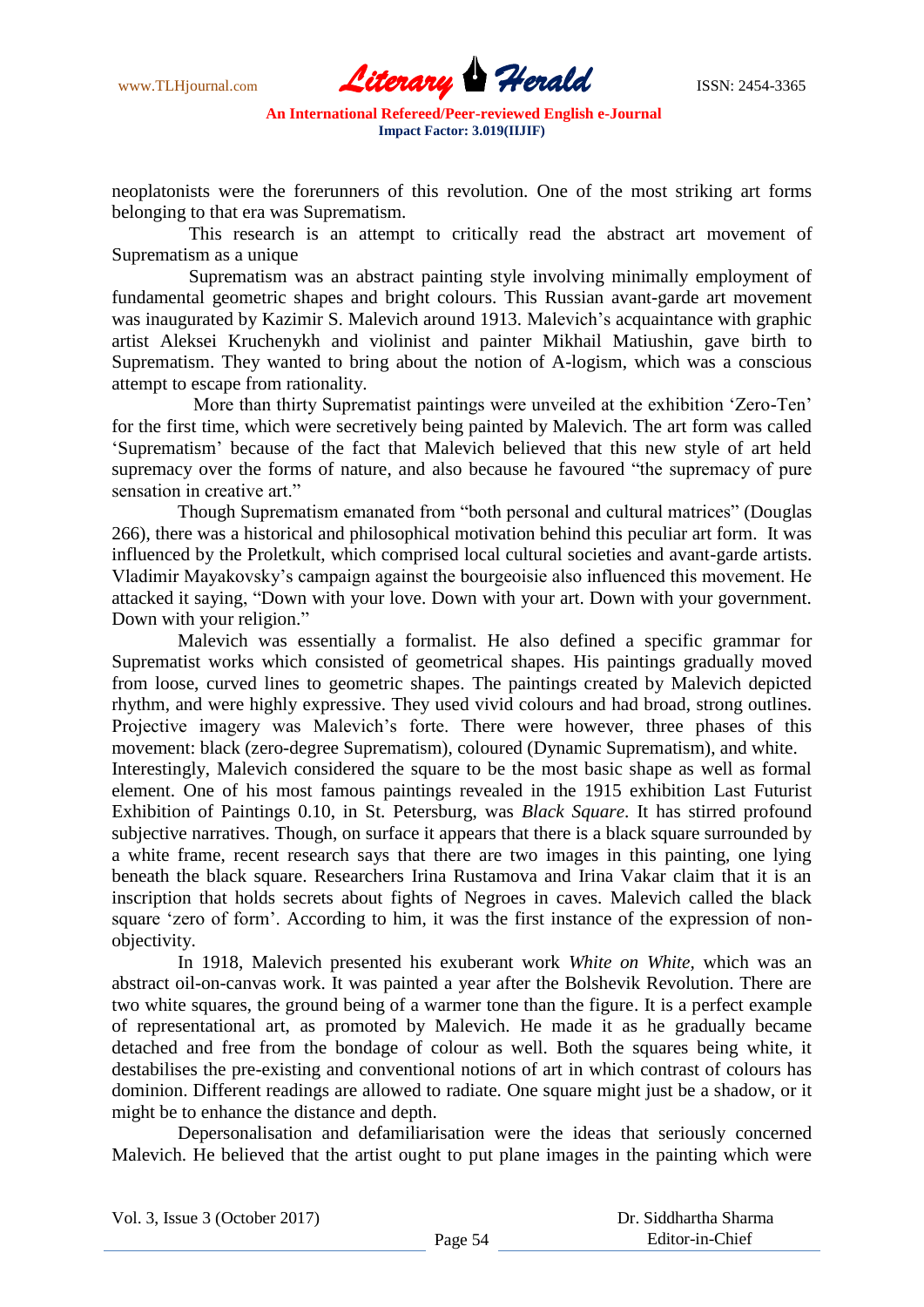neoplatonists were the forerunners of this revolution. One of the most striking art forms belonging to that era was Suprematism.

This research is an attempt to critically read the abstract art movement of Suprematism as a unique

Suprematism was an abstract painting style involving minimally employment of fundamental geometric shapes and bright colours. This Russian avant-garde art movement was inaugurated by Kazimir S. Malevich around 1913. Malevich's acquaintance with graphic artist Aleksei Kruchenykh and violinist and painter Mikhail Matiushin, gave birth to Suprematism. They wanted to bring about the notion of A-logism, which was a conscious attempt to escape from rationality.

More than thirty Suprematist paintings were unveiled at the exhibition 'Zero-Ten' for the first time, which were secretively being painted by Malevich. The art form was called 'Suprematism' because of the fact that Malevich believed that this new style of art held supremacy over the forms of nature, and also because he favoured "the supremacy of pure sensation in creative art."

Though Suprematism emanated from "both personal and cultural matrices" (Douglas 266), there was a historical and philosophical motivation behind this peculiar art form. It was influenced by the Proletkult, which comprised local cultural societies and avant-garde artists. Vladimir Mayakovsky's campaign against the bourgeoisie also influenced this movement. He attacked it saying, "Down with your love. Down with your art. Down with your government. Down with your religion."

Malevich was essentially a formalist. He also defined a specific grammar for Suprematist works which consisted of geometrical shapes. His paintings gradually moved from loose, curved lines to geometric shapes. The paintings created by Malevich depicted rhythm, and were highly expressive. They used vivid colours and had broad, strong outlines. Projective imagery was Malevich's forte. There were however, three phases of this movement: black (zero-degree Suprematism), coloured (Dynamic Suprematism), and white.

Interestingly, Malevich considered the square to be the most basic shape as well as formal element. One of his most famous paintings revealed in the 1915 exhibition Last Futurist Exhibition of Paintings 0.10, in St. Petersburg, was *Black Square*. It has stirred profound subjective narratives. Though, on surface it appears that there is a black square surrounded by a white frame, recent research says that there are two images in this painting, one lying beneath the black square. Researchers Irina Rustamova and Irina Vakar claim that it is an inscription that holds secrets about fights of Negroes in caves. Malevich called the black square 'zero of form'. According to him, it was the first instance of the expression of non-objectivity.

In 1918, Malevich presented his exuberant work *White on White,* which was an abstract oil-on-canvas work. It was painted a year after the Bolshevik Revolution. There are two white squares, the ground being of a warmer tone than the figure. It is a perfect example of representational art, as promoted by Malevich. He made it as he gradually became detached and free from the bondage of colour as well. Both the squares being white, it destabilises the pre-existing and conventional notions of art in which contrast of colours has dominion. Different readings are allowed to radiate. One square might just be a shadow, or it might be to enhance the distance and depth.

Depersonalisation and defamiliarisation were the ideas that seriously concerned Malevich. He believed that the artist ought to put plane images in the painting which were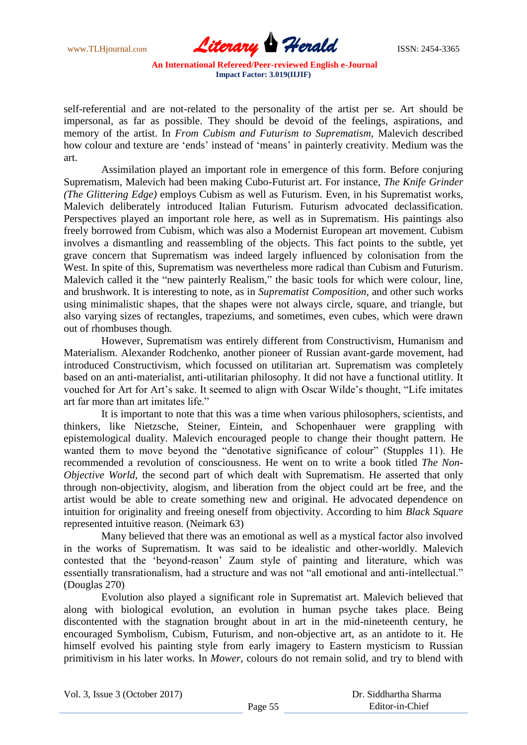self-referential and are not-related to the personality of the artist per se. Art should be impersonal, as far as possible. They should be devoid of the feelings, aspirations, and memory of the artist. In *From Cubism and Futurism to Suprematism,* Malevich described how colour and texture are 'ends' instead of 'means' in painterly creativity. Medium was the art.

Assimilation played an important role in emergence of this form. Before conjuring Suprematism, Malevich had been making Cubo-Futurist art. For instance, *The Knife Grinder (The Glittering Edge)* employs Cubism as well as Futurism. Even, in his Suprematist works, Malevich deliberately introduced Italian Futurism. Futurism advocated declassification. Perspectives played an important role here, as well as in Suprematism. His paintings also freely borrowed from Cubism, which was also a Modernist European art movement. Cubism involves a dismantling and reassembling of the objects. This fact points to the subtle, yet grave concern that Suprematism was indeed largely influenced by colonisation from the West. In spite of this, Suprematism was nevertheless more radical than Cubism and Futurism. Malevich called it the "new painterly Realism," the basic tools for which were colour, line, and brushwork. It is interesting to note, as in *Suprematist Composition,* and other such works using minimalistic shapes, that the shapes were not always circle, square, and triangle, but also varying sizes of rectangles, trapeziums, and sometimes, even cubes, which were drawn out of rhombuses though.

However, Suprematism was entirely different from Constructivism, Humanism and Materialism. Alexander Rodchenko, another pioneer of Russian avant-garde movement, had introduced Constructivism, which focussed on utilitarian art. Suprematism was completely based on an anti-materialist, anti-utilitarian philosophy. It did not have a functional utitlity. It vouched for Art for Art's sake. It seemed to align with Oscar Wilde's thought, "Life imitates art far more than art imitates life."

It is important to note that this was a time when various philosophers, scientists, and thinkers, like Nietzsche, Steiner, Eintein, and Schopenhauer were grappling with epistemological duality. Malevich encouraged people to change their thought pattern. He wanted them to move beyond the "denotative significance of colour" (Stupples 11). He recommended a revolution of consciousness. He went on to write a book titled *The Non-Objective World*, the second part of which dealt with Suprematism. He asserted that only through non-objectivity, alogism, and liberation from the object could art be free, and the artist would be able to create something new and original. He advocated dependence on intuition for originality and freeing oneself from objectivity. According to him *Black Square* represented intuitive reason. (Neimark 63)

Many believed that there was an emotional as well as a mystical factor also involved in the works of Suprematism. It was said to be idealistic and other-worldly. Malevich contested that the 'beyond-reason' Zaum style of painting and literature, which was essentially transrationalism, had a structure and was not "all emotional and anti-intellectual." (Douglas 270)

Evolution also played a significant role in Suprematist art. Malevich believed that along with biological evolution, an evolution in human psyche takes place. Being discontented with the stagnation brought about in art in the mid-nineteenth century, he encouraged Symbolism, Cubism, Futurism, and non-objective art, as an antidote to it. He himself evolved his painting style from early imagery to Eastern mysticism to Russian primitivism in his later works. In *Mower*, colours do not remain solid, and try to blend with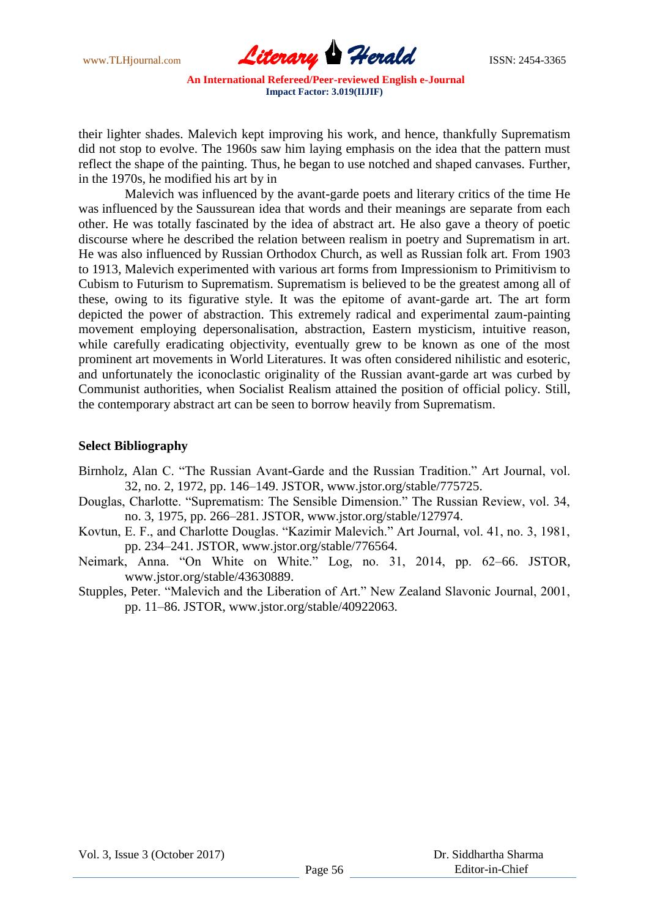their lighter shades. Malevich kept improving his work, and hence, thankfully Suprematism did not stop to evolve. The 1960s saw him laying emphasis on the idea that the pattern must reflect the shape of the painting. Thus, he began to use notched and shaped canvases. Further, in the 1970s, he modified his art by in

Malevich was influenced by the avant-garde poets and literary critics of the time He was influenced by the Saussurean idea that words and their meanings are separate from each other. He was totally fascinated by the idea of abstract art. He also gave a theory of poetic discourse where he described the relation between realism in poetry and Suprematism in art. He was also influenced by Russian Orthodox Church, as well as Russian folk art. From 1903 to 1913, Malevich experimented with various art forms from Impressionism to Primitivism to Cubism to Futurism to Suprematism. Suprematism is believed to be the greatest among all of these, owing to its figurative style. It was the epitome of avant-garde art. The art form depicted the power of abstraction. This extremely radical and experimental zaum-painting movement employing depersonalisation, abstraction, Eastern mysticism, intuitive reason, while carefully eradicating objectivity, eventually grew to be known as one of the most prominent art movements in World Literatures. It was often considered nihilistic and esoteric, and unfortunately the iconoclastic originality of the Russian avant-garde art was curbed by Communist authorities, when Socialist Realism attained the position of official policy. Still, the contemporary abstract art can be seen to borrow heavily from Suprematism.

## Select Bibliography

Birnholz, Alan C. "The Russian Avant-Garde and the Russian Tradition." Art Journal, vol. 32, no. 2, 1972, pp. 146–149. JSTOR, www.jstor.org/stable/775725.

Douglas, Charlotte. "Suprematism: The Sensible Dimension." The Russian Review, vol. 34, no. 3, 1975, pp. 266–281. JSTOR, www.jstor.org/stable/127974.

Kovtun, E. F., and Charlotte Douglas. "Kazimir Malevich." Art Journal, vol. 41, no. 3, 1981, pp. 234–241. JSTOR, www.jstor.org/stable/776564.

Neimark, Anna. "On White on White." Log, no. 31, 2014, pp. 62–66. JSTOR, www.jstor.org/stable/43630889.

Stupples, Peter. "Malevich and the Liberation of Art." New Zealand Slavonic Journal, 2001, pp. 11–86. JSTOR, www.jstor.org/stable/40922063.